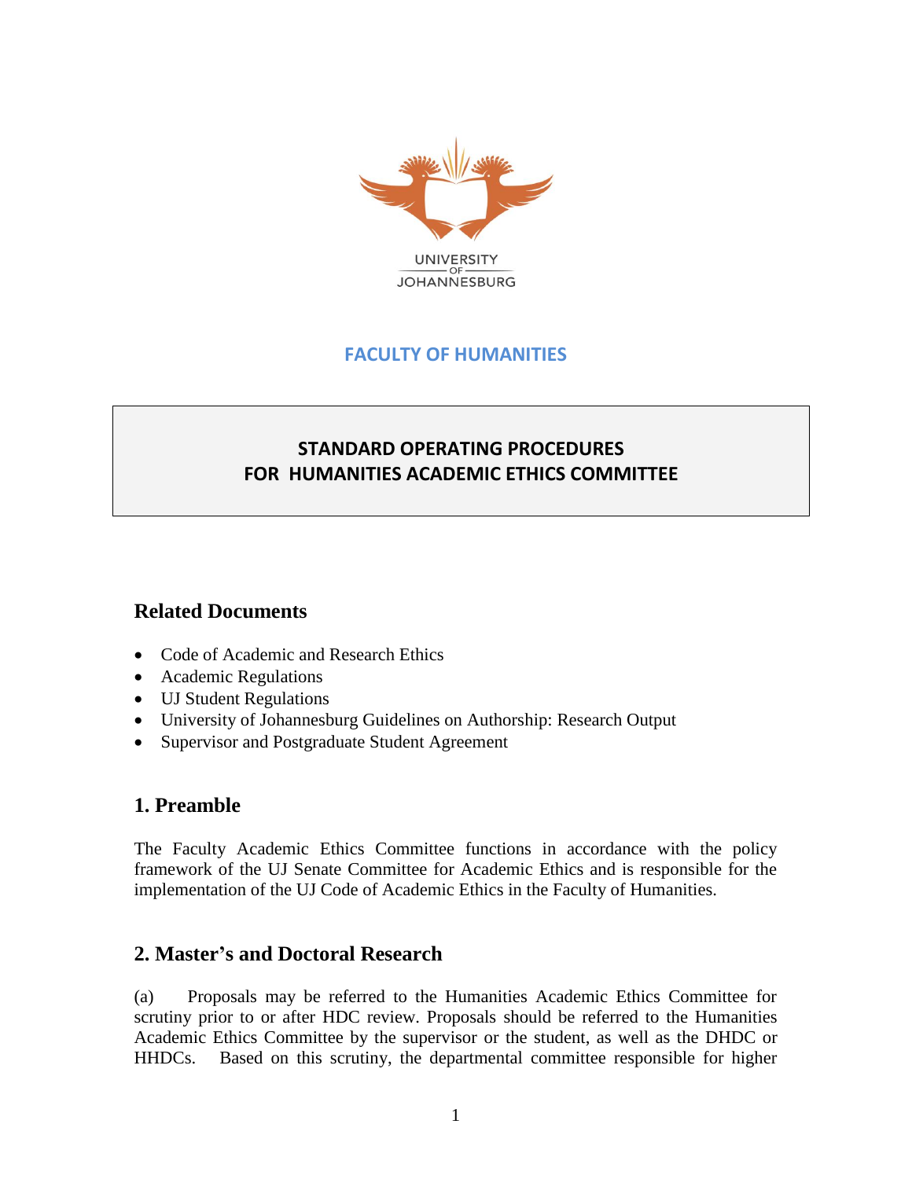UNIVERSITY OF JOHANNESBURG

**FACULTY OF HUMANITIES**

# STANDARD OPERATING PROCEDURES FOR HUMANITIES ACADEMIC ETHICS COMMITTEE

## Related Documents

- Code of Academic and Research Ethics
- Academic Regulations
- UJ Student Regulations
- University of Johannesburg Guidelines on Authorship: Research Output
- Supervisor and Postgraduate Student Agreement

## 1. Preamble

The Faculty Academic Ethics Committee functions in accordance with the policy framework of the UJ Senate Committee for Academic Ethics and is responsible for the implementation of the UJ Code of Academic Ethics in the Faculty of Humanities.

## 2. Master's and Doctoral Research

(a) Proposals may be referred to the Humanities Academic Ethics Committee for scrutiny prior to or after HDC review. Proposals should be referred to the Humanities Academic Ethics Committee by the supervisor or the student, as well as the DHDC or HHDCs. Based on this scrutiny, the departmental committee responsible for higher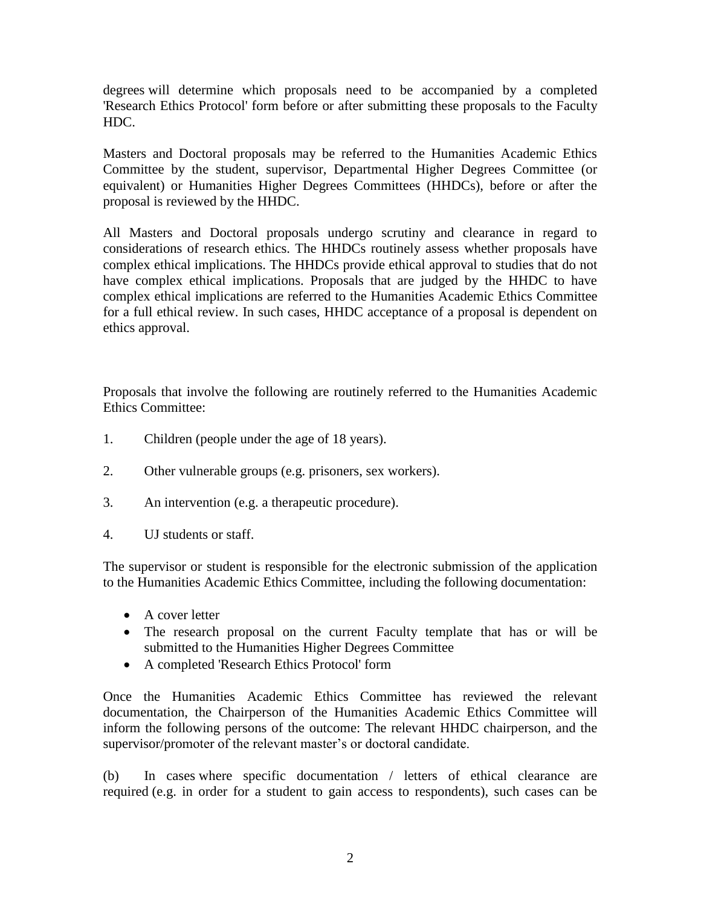degrees will determine which proposals need to be accompanied by a completed 'Research Ethics Protocol' form before or after submitting these proposals to the Faculty HDC.

Masters and Doctoral proposals may be referred to the Humanities Academic Ethics Committee by the student, supervisor, Departmental Higher Degrees Committee (or equivalent) or Humanities Higher Degrees Committees (HHDCs), before or after the proposal is reviewed by the HHDC.

All Masters and Doctoral proposals undergo scrutiny and clearance in regard to considerations of research ethics. The HHDCs routinely assess whether proposals have complex ethical implications. The HHDCs provide ethical approval to studies that do not have complex ethical implications. Proposals that are judged by the HHDC to have complex ethical implications are referred to the Humanities Academic Ethics Committee for a full ethical review. In such cases, HHDC acceptance of a proposal is dependent on ethics approval.

Proposals that involve the following are routinely referred to the Humanities Academic Ethics Committee:

1. Children (people under the age of 18 years).
2. Other vulnerable groups (e.g. prisoners, sex workers).
3. An intervention (e.g. a therapeutic procedure).
4. UJ students or staff.

The supervisor or student is responsible for the electronic submission of the application to the Humanities Academic Ethics Committee, including the following documentation:

- A cover letter
- The research proposal on the current Faculty template that has or will be submitted to the Humanities Higher Degrees Committee
- A completed 'Research Ethics Protocol' form

Once the Humanities Academic Ethics Committee has reviewed the relevant documentation, the Chairperson of the Humanities Academic Ethics Committee will inform the following persons of the outcome: The relevant HHDC chairperson, and the supervisor/promoter of the relevant master's or doctoral candidate.

(b) In cases where specific documentation / letters of ethical clearance are required (e.g. in order for a student to gain access to respondents), such cases can be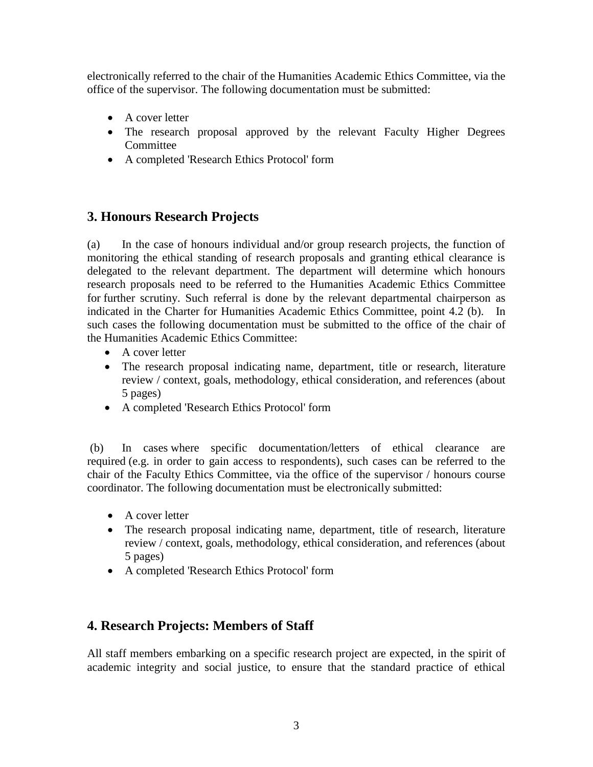electronically referred to the chair of the Humanities Academic Ethics Committee, via the office of the supervisor. The following documentation must be submitted:

- A cover letter
- The research proposal approved by the relevant Faculty Higher Degrees Committee
- A completed 'Research Ethics Protocol' form

## 3. Honours Research Projects

(a) In the case of honours individual and/or group research projects, the function of monitoring the ethical standing of research proposals and granting ethical clearance is delegated to the relevant department. The department will determine which honours research proposals need to be referred to the Humanities Academic Ethics Committee for further scrutiny. Such referral is done by the relevant departmental chairperson as indicated in the Charter for Humanities Academic Ethics Committee, point 4.2 (b). In such cases the following documentation must be submitted to the office of the chair of the Humanities Academic Ethics Committee:

- A cover letter
- The research proposal indicating name, department, title or research, literature review / context, goals, methodology, ethical consideration, and references (about 5 pages)
- A completed 'Research Ethics Protocol' form

(b) In cases where specific documentation/letters of ethical clearance are required (e.g. in order to gain access to respondents), such cases can be referred to the chair of the Faculty Ethics Committee, via the office of the supervisor / honours course coordinator. The following documentation must be electronically submitted:

- A cover letter
- The research proposal indicating name, department, title of research, literature review / context, goals, methodology, ethical consideration, and references (about 5 pages)
- A completed 'Research Ethics Protocol' form

## 4. Research Projects: Members of Staff

All staff members embarking on a specific research project are expected, in the spirit of academic integrity and social justice, to ensure that the standard practice of ethical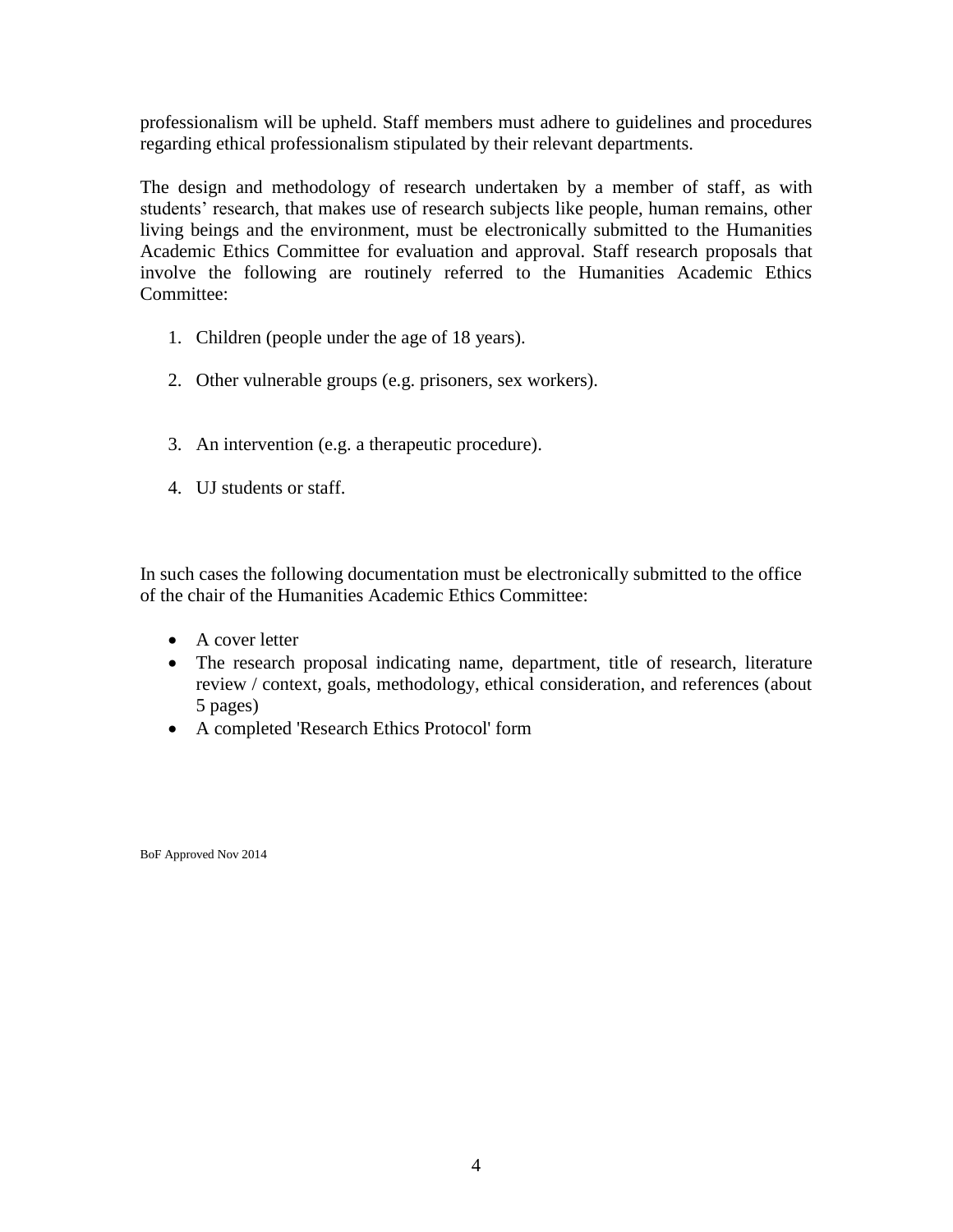professionalism will be upheld. Staff members must adhere to guidelines and procedures regarding ethical professionalism stipulated by their relevant departments.

The design and methodology of research undertaken by a member of staff, as with students' research, that makes use of research subjects like people, human remains, other living beings and the environment, must be electronically submitted to the Humanities Academic Ethics Committee for evaluation and approval. Staff research proposals that involve the following are routinely referred to the Humanities Academic Ethics Committee:

1. Children (people under the age of 18 years).
2. Other vulnerable groups (e.g. prisoners, sex workers).
3. An intervention (e.g. a therapeutic procedure).
4. UJ students or staff.

In such cases the following documentation must be electronically submitted to the office of the chair of the Humanities Academic Ethics Committee:

- A cover letter
- The research proposal indicating name, department, title of research, literature review / context, goals, methodology, ethical consideration, and references (about 5 pages)
- A completed 'Research Ethics Protocol' form

BoF Approved Nov 2014